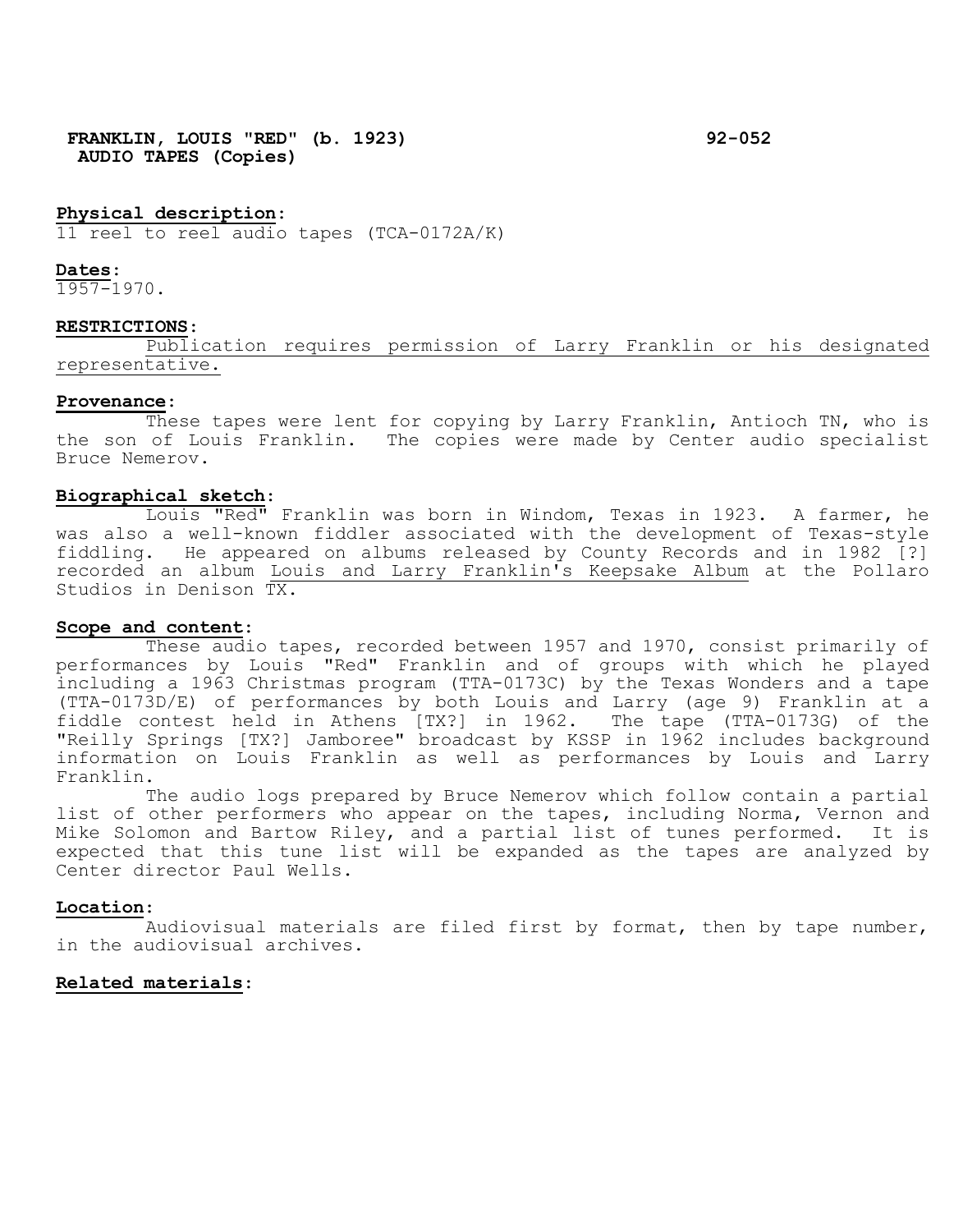**FRANKLIN, LOUIS "RED" (b. 1923)** **92-052**
**AUDIO TAPES (Copies)**

**Physical description:**
11 reel to reel audio tapes (TCA-0172A/K)

**Dates:**
1957-1970.

**RESTRICTIONS:**
Publication requires permission of Larry Franklin or his designated representative.

**Provenance:**
These tapes were lent for copying by Larry Franklin, Antioch TN, who is the son of Louis Franklin. The copies were made by Center audio specialist Bruce Nemerov.

**Biographical sketch:**
Louis "Red" Franklin was born in Windom, Texas in 1923. A farmer, he was also a well-known fiddler associated with the development of Texas-style fiddling. He appeared on albums released by County Records and in 1982 [?] recorded an album Louis and Larry Franklin's Keepsake Album at the Pollaro Studios in Denison TX.

**Scope and content:**
These audio tapes, recorded between 1957 and 1970, consist primarily of performances by Louis "Red" Franklin and of groups with which he played including a 1963 Christmas program (TTA-0173C) by the Texas Wonders and a tape (TTA-0173D/E) of performances by both Louis and Larry (age 9) Franklin at a fiddle contest held in Athens [TX?] in 1962. The tape (TTA-0173G) of the "Reilly Springs [TX?] Jamboree" broadcast by KSSP in 1962 includes background information on Louis Franklin as well as performances by Louis and Larry Franklin.

The audio logs prepared by Bruce Nemerov which follow contain a partial list of other performers who appear on the tapes, including Norma, Vernon and Mike Solomon and Bartow Riley, and a partial list of tunes performed. It is expected that this tune list will be expanded as the tapes are analyzed by Center director Paul Wells.

**Location:**
Audiovisual materials are filed first by format, then by tape number, in the audiovisual archives.

**Related materials:**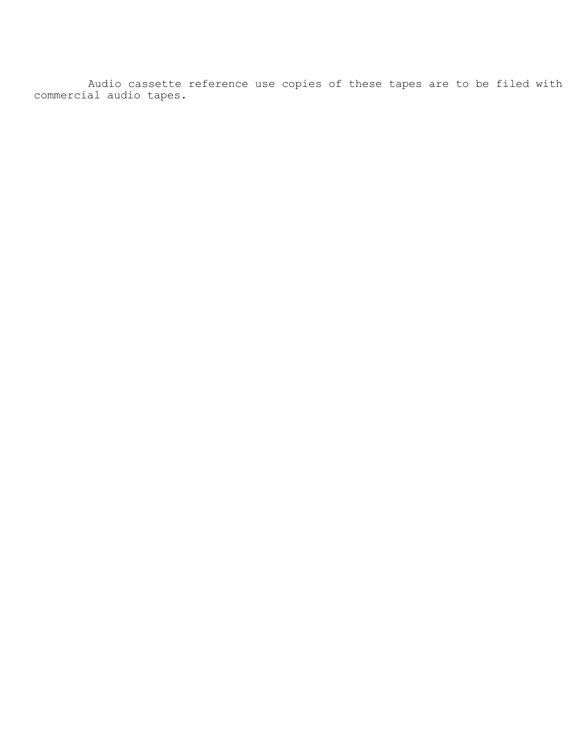Audio cassette reference use copies of these tapes are to be filed with commercial audio tapes.